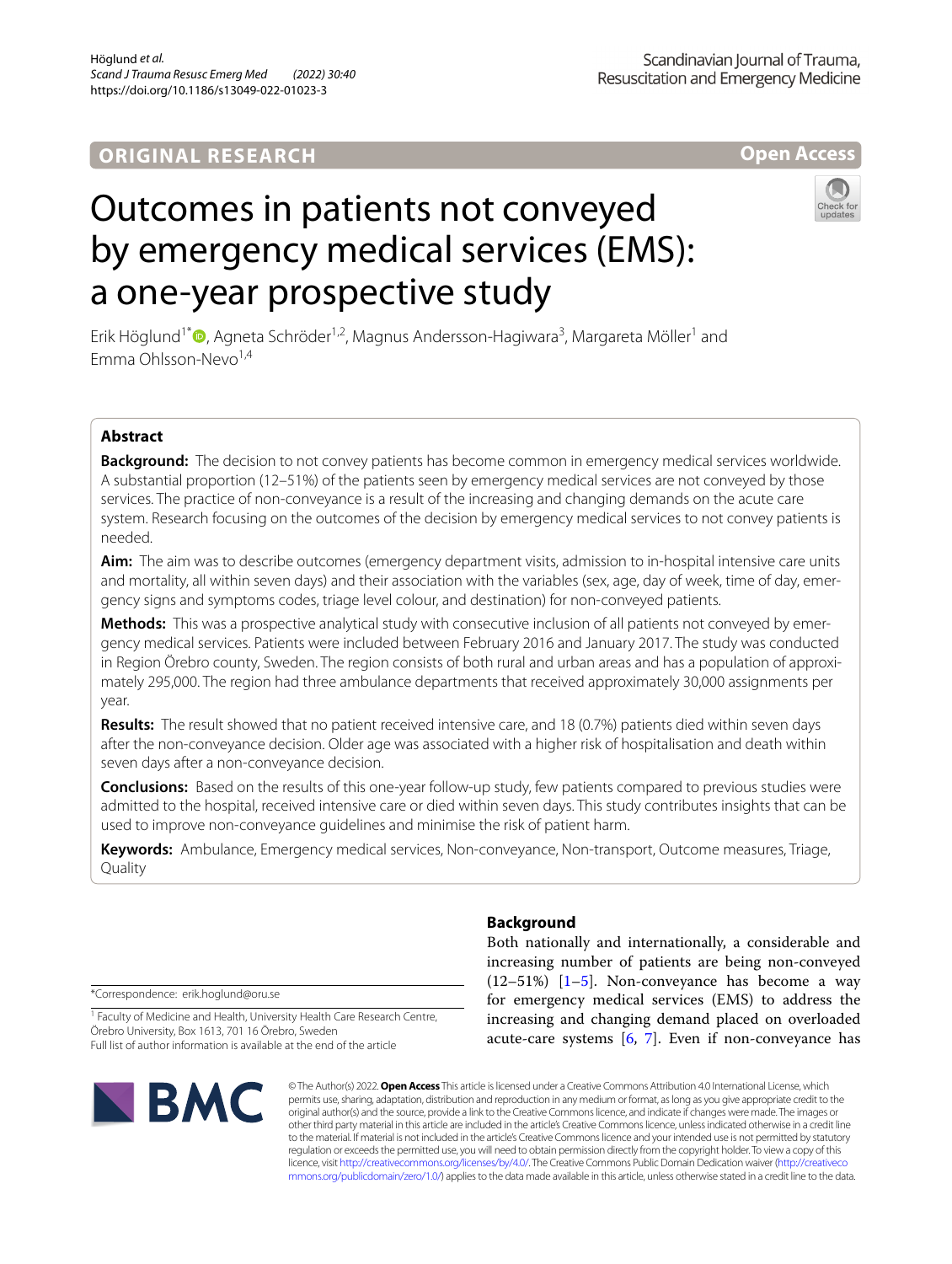ORIGINAL RESEARCH

Open Access

# Outcomes in patients not conveyed by emergency medical services (EMS): a one-year prospective study

Erik Höglund[1*], Agneta Schröder[1,2], Magnus Andersson-Hagiwara[3], Margareta Möller[1] and Emma Ohlsson-Nevo[1,4]

## Abstract

**Background:** The decision to not convey patients has become common in emergency medical services worldwide. A substantial proportion (12–51%) of the patients seen by emergency medical services are not conveyed by those services. The practice of non-conveyance is a result of the increasing and changing demands on the acute care system. Research focusing on the outcomes of the decision by emergency medical services to not convey patients is needed.

**Aim:** The aim was to describe outcomes (emergency department visits, admission to in-hospital intensive care units and mortality, all within seven days) and their association with the variables (sex, age, day of week, time of day, emergency signs and symptoms codes, triage level colour, and destination) for non-conveyed patients.

**Methods:** This was a prospective analytical study with consecutive inclusion of all patients not conveyed by emergency medical services. Patients were included between February 2016 and January 2017. The study was conducted in Region Örebro county, Sweden. The region consists of both rural and urban areas and has a population of approximately 295,000. The region had three ambulance departments that received approximately 30,000 assignments per year.

**Results:** The result showed that no patient received intensive care, and 18 (0.7%) patients died within seven days after the non-conveyance decision. Older age was associated with a higher risk of hospitalisation and death within seven days after a non-conveyance decision.

**Conclusions:** Based on the results of this one-year follow-up study, few patients compared to previous studies were admitted to the hospital, received intensive care or died within seven days. This study contributes insights that can be used to improve non-conveyance guidelines and minimise the risk of patient harm.

**Keywords:** Ambulance, Emergency medical services, Non-conveyance, Non-transport, Outcome measures, Triage, Quality

*Correspondence: erik.hoglund@oru.se

[1] Faculty of Medicine and Health, University Health Care Research Centre, Örebro University, Box 1613, 701 16 Örebro, Sweden

Full list of author information is available at the end of the article

## Background

Both nationally and internationally, a considerable and increasing number of patients are being non-conveyed (12–51%) [1–5]. Non-conveyance has become a way for emergency medical services (EMS) to address the increasing and changing demand placed on overloaded acute-care systems [6, 7]. Even if non-conveyance has

© The Author(s) 2022. **Open Access** This article is licensed under a Creative Commons Attribution 4.0 International License, which permits use, sharing, adaptation, distribution and reproduction in any medium or format, as long as you give appropriate credit to the original author(s) and the source, provide a link to the Creative Commons licence, and indicate if changes were made. The images or other third party material in this article are included in the article's Creative Commons licence, unless indicated otherwise in a credit line to the material. If material is not included in the article's Creative Commons licence and your intended use is not permitted by statutory regulation or exceeds the permitted use, you will need to obtain permission directly from the copyright holder. To view a copy of this licence, visit http://creativecommons.org/licenses/by/4.0/. The Creative Commons Public Domain Dedication waiver (http://creativecommons.org/publicdomain/zero/1.0/) applies to the data made available in this article, unless otherwise stated in a credit line to the data.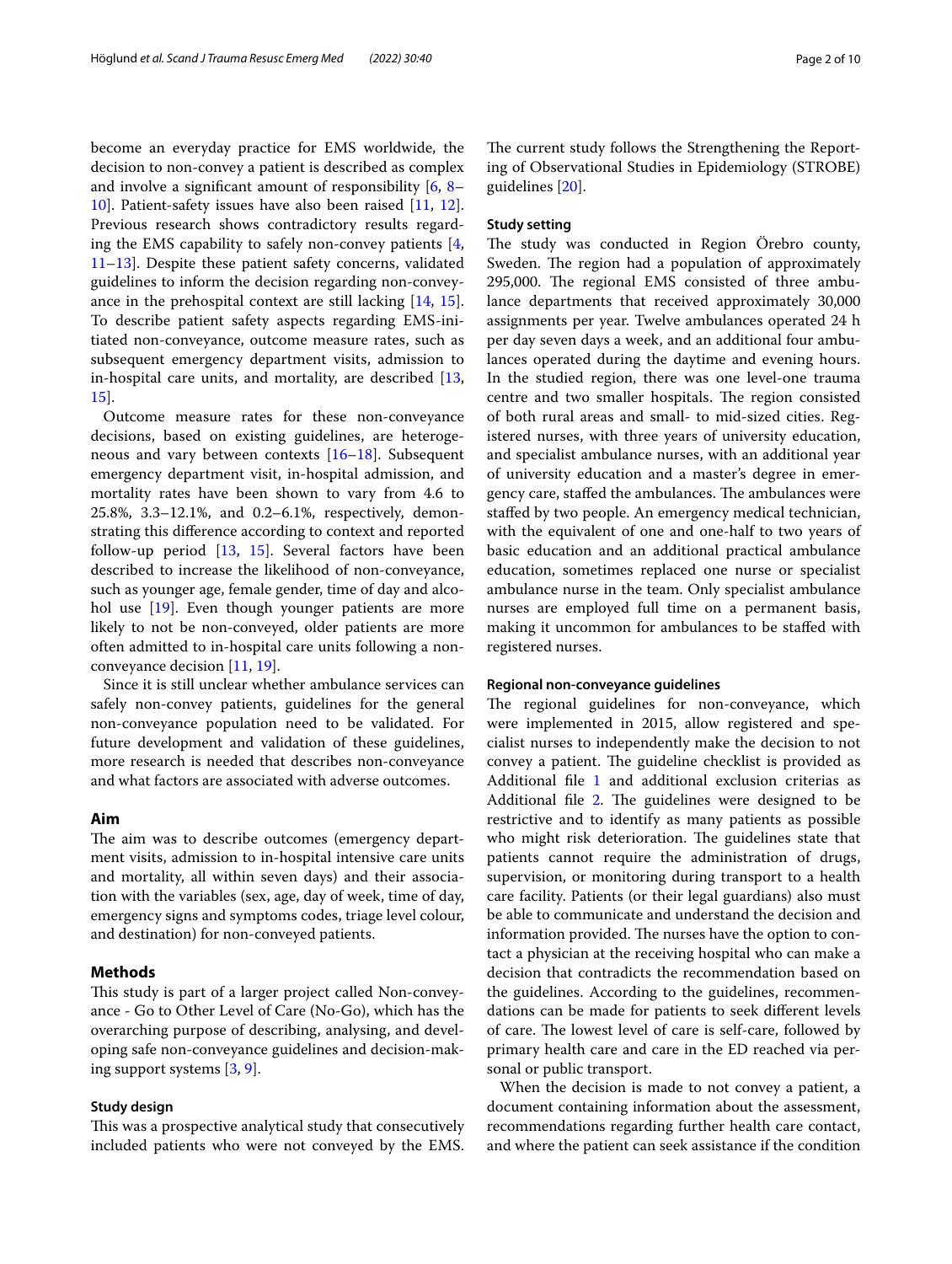become an everyday practice for EMS worldwide, the decision to non-convey a patient is described as complex and involve a significant amount of responsibility [6, 8–10]. Patient-safety issues have also been raised [11, 12]. Previous research shows contradictory results regarding the EMS capability to safely non-convey patients [4, 11–13]. Despite these patient safety concerns, validated guidelines to inform the decision regarding non-conveyance in the prehospital context are still lacking [14, 15]. To describe patient safety aspects regarding EMS-initiated non-conveyance, outcome measure rates, such as subsequent emergency department visits, admission to in-hospital care units, and mortality, are described [13, 15].

Outcome measure rates for these non-conveyance decisions, based on existing guidelines, are heterogeneous and vary between contexts [16–18]. Subsequent emergency department visit, in-hospital admission, and mortality rates have been shown to vary from 4.6 to 25.8%, 3.3–12.1%, and 0.2–6.1%, respectively, demonstrating this difference according to context and reported follow-up period [13, 15]. Several factors have been described to increase the likelihood of non-conveyance, such as younger age, female gender, time of day and alcohol use [19]. Even though younger patients are more likely to not be non-conveyed, older patients are more often admitted to in-hospital care units following a non-conveyance decision [11, 19].

Since it is still unclear whether ambulance services can safely non-convey patients, guidelines for the general non-conveyance population need to be validated. For future development and validation of these guidelines, more research is needed that describes non-conveyance and what factors are associated with adverse outcomes.

## Aim

The aim was to describe outcomes (emergency department visits, admission to in-hospital intensive care units and mortality, all within seven days) and their association with the variables (sex, age, day of week, time of day, emergency signs and symptoms codes, triage level colour, and destination) for non-conveyed patients.

## Methods

This study is part of a larger project called Non-conveyance - Go to Other Level of Care (No-Go), which has the overarching purpose of describing, analysing, and developing safe non-conveyance guidelines and decision-making support systems [3, 9].

### Study design

This was a prospective analytical study that consecutively included patients who were not conveyed by the EMS. The current study follows the Strengthening the Reporting of Observational Studies in Epidemiology (STROBE) guidelines [20].

### Study setting

The study was conducted in Region Örebro county, Sweden. The region had a population of approximately 295,000. The regional EMS consisted of three ambulance departments that received approximately 30,000 assignments per year. Twelve ambulances operated 24 h per day seven days a week, and an additional four ambulances operated during the daytime and evening hours. In the studied region, there was one level-one trauma centre and two smaller hospitals. The region consisted of both rural areas and small- to mid-sized cities. Registered nurses, with three years of university education, and specialist ambulance nurses, with an additional year of university education and a master's degree in emergency care, staffed the ambulances. The ambulances were staffed by two people. An emergency medical technician, with the equivalent of one and one-half to two years of basic education and an additional practical ambulance education, sometimes replaced one nurse or specialist ambulance nurse in the team. Only specialist ambulance nurses are employed full time on a permanent basis, making it uncommon for ambulances to be staffed with registered nurses.

### Regional non-conveyance guidelines

The regional guidelines for non-conveyance, which were implemented in 2015, allow registered and specialist nurses to independently make the decision to not convey a patient. The guideline checklist is provided as Additional file 1 and additional exclusion criterias as Additional file 2. The guidelines were designed to be restrictive and to identify as many patients as possible who might risk deterioration. The guidelines state that patients cannot require the administration of drugs, supervision, or monitoring during transport to a health care facility. Patients (or their legal guardians) also must be able to communicate and understand the decision and information provided. The nurses have the option to contact a physician at the receiving hospital who can make a decision that contradicts the recommendation based on the guidelines. According to the guidelines, recommendations can be made for patients to seek different levels of care. The lowest level of care is self-care, followed by primary health care and care in the ED reached via personal or public transport.

When the decision is made to not convey a patient, a document containing information about the assessment, recommendations regarding further health care contact, and where the patient can seek assistance if the condition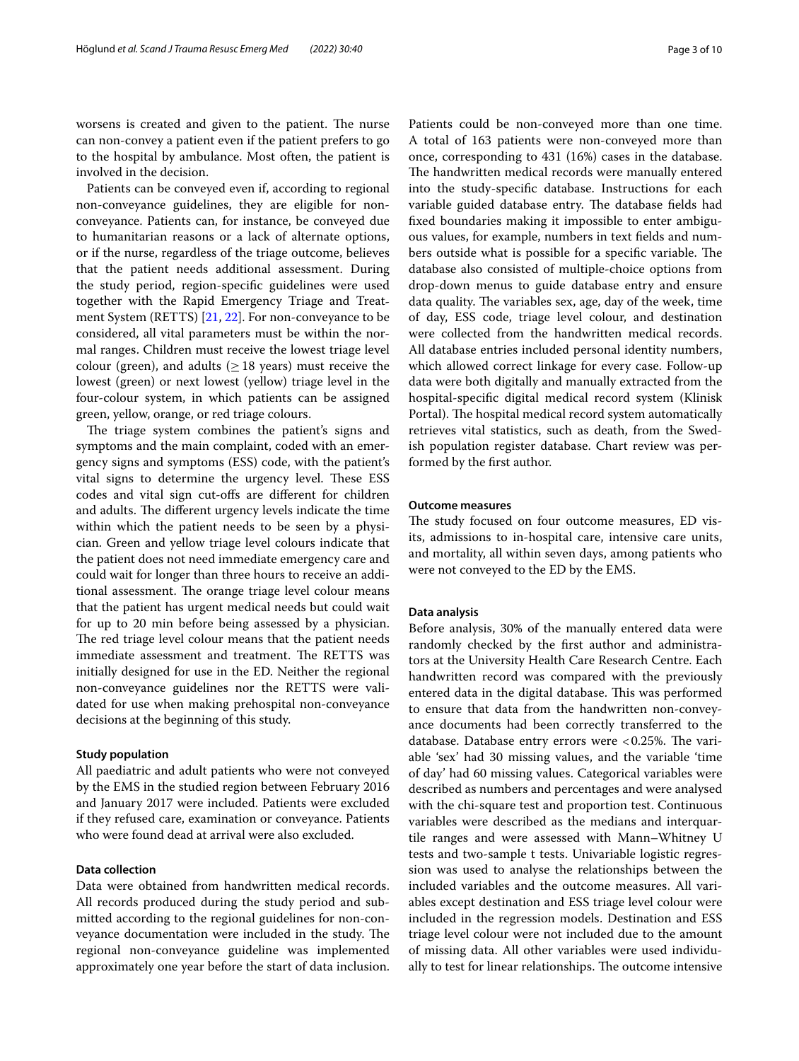worsens is created and given to the patient. The nurse can non-convey a patient even if the patient prefers to go to the hospital by ambulance. Most often, the patient is involved in the decision.

Patients can be conveyed even if, according to regional non-conveyance guidelines, they are eligible for non-conveyance. Patients can, for instance, be conveyed due to humanitarian reasons or a lack of alternate options, or if the nurse, regardless of the triage outcome, believes that the patient needs additional assessment. During the study period, region-specific guidelines were used together with the Rapid Emergency Triage and Treatment System (RETTS) [21, 22]. For non-conveyance to be considered, all vital parameters must be within the normal ranges. Children must receive the lowest triage level colour (green), and adults ($\geq 18$ years) must receive the lowest (green) or next lowest (yellow) triage level in the four-colour system, in which patients can be assigned green, yellow, orange, or red triage colours.

The triage system combines the patient's signs and symptoms and the main complaint, coded with an emergency signs and symptoms (ESS) code, with the patient's vital signs to determine the urgency level. These ESS codes and vital sign cut-offs are different for children and adults. The different urgency levels indicate the time within which the patient needs to be seen by a physician. Green and yellow triage level colours indicate that the patient does not need immediate emergency care and could wait for longer than three hours to receive an additional assessment. The orange triage level colour means that the patient has urgent medical needs but could wait for up to 20 min before being assessed by a physician. The red triage level colour means that the patient needs immediate assessment and treatment. The RETTS was initially designed for use in the ED. Neither the regional non-conveyance guidelines nor the RETTS were validated for use when making prehospital non-conveyance decisions at the beginning of this study.

### Study population

All paediatric and adult patients who were not conveyed by the EMS in the studied region between February 2016 and January 2017 were included. Patients were excluded if they refused care, examination or conveyance. Patients who were found dead at arrival were also excluded.

### Data collection

Data were obtained from handwritten medical records. All records produced during the study period and submitted according to the regional guidelines for non-conveyance documentation were included in the study. The regional non-conveyance guideline was implemented approximately one year before the start of data inclusion. Patients could be non-conveyed more than one time. A total of 163 patients were non-conveyed more than once, corresponding to 431 (16%) cases in the database. The handwritten medical records were manually entered into the study-specific database. Instructions for each variable guided database entry. The database fields had fixed boundaries making it impossible to enter ambiguous values, for example, numbers in text fields and numbers outside what is possible for a specific variable. The database also consisted of multiple-choice options from drop-down menus to guide database entry and ensure data quality. The variables sex, age, day of the week, time of day, ESS code, triage level colour, and destination were collected from the handwritten medical records. All database entries included personal identity numbers, which allowed correct linkage for every case. Follow-up data were both digitally and manually extracted from the hospital-specific digital medical record system (Klinisk Portal). The hospital medical record system automatically retrieves vital statistics, such as death, from the Swedish population register database. Chart review was performed by the first author.

### Outcome measures

The study focused on four outcome measures, ED visits, admissions to in-hospital care, intensive care units, and mortality, all within seven days, among patients who were not conveyed to the ED by the EMS.

### Data analysis

Before analysis, 30% of the manually entered data were randomly checked by the first author and administrators at the University Health Care Research Centre. Each handwritten record was compared with the previously entered data in the digital database. This was performed to ensure that data from the handwritten non-conveyance documents had been correctly transferred to the database. Database entry errors were $< 0.25\%$. The variable 'sex' had 30 missing values, and the variable 'time of day' had 60 missing values. Categorical variables were described as numbers and percentages and were analysed with the chi-square test and proportion test. Continuous variables were described as the medians and interquartile ranges and were assessed with Mann–Whitney U tests and two-sample t tests. Univariable logistic regression was used to analyse the relationships between the included variables and the outcome measures. All variables except destination and ESS triage level colour were included in the regression models. Destination and ESS triage level colour were not included due to the amount of missing data. All other variables were used individually to test for linear relationships. The outcome intensive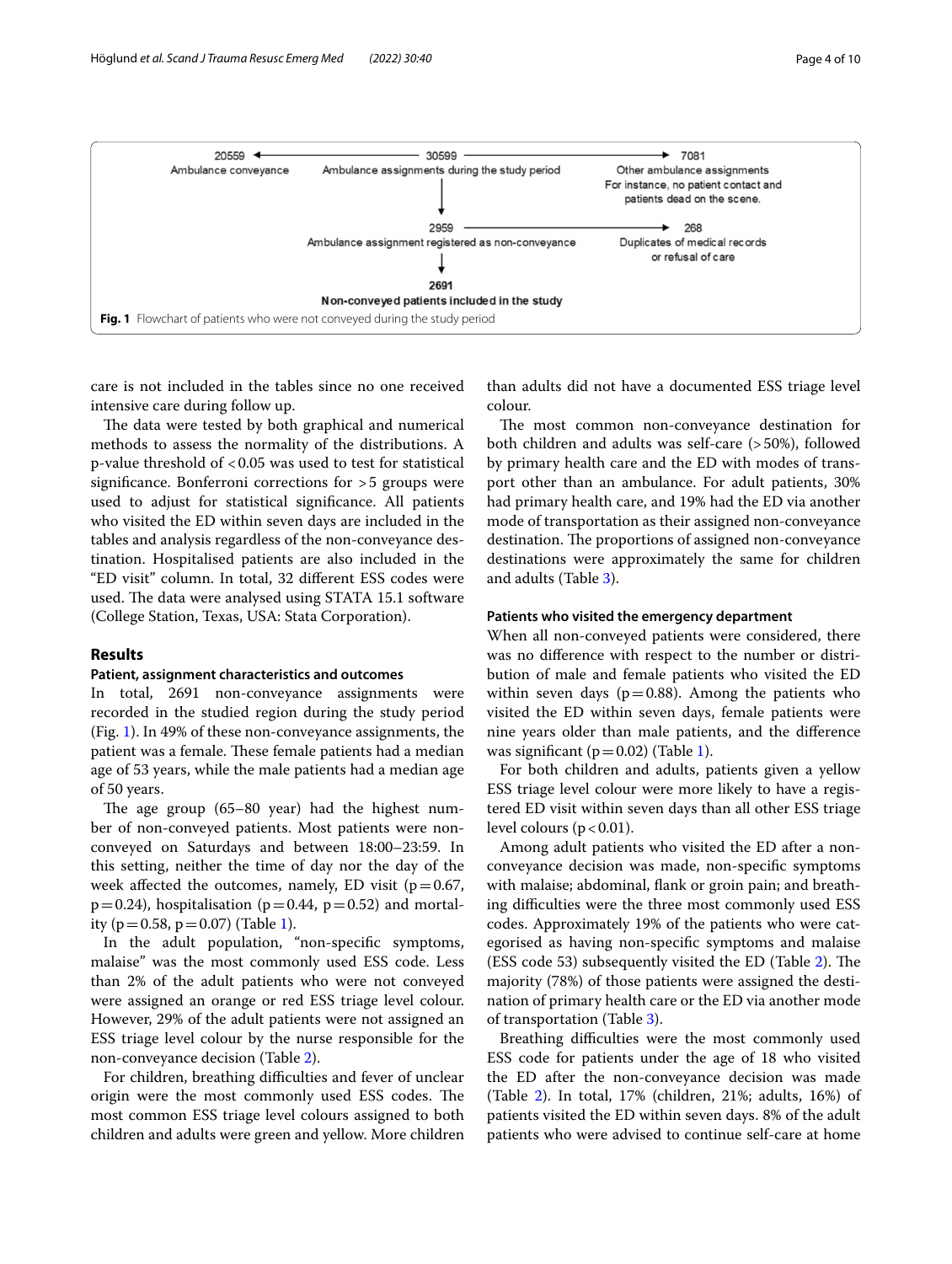20559 Ambulance conveyance

30599 Ambulance assignments during the study period

7081 Other ambulance assignments For instance, no patient contact and patients dead on the scene.

2959 Ambulance assignment registered as non-conveyance

268 Duplicates of medical records or refusal of care

**2691 Non-conveyed patients included in the study**

**Fig. 1** Flowchart of patients who were not conveyed during the study period

care is not included in the tables since no one received intensive care during follow up.

The data were tested by both graphical and numerical methods to assess the normality of the distributions. A p-value threshold of $<0.05$ was used to test for statistical significance. Bonferroni corrections for $>5$ groups were used to adjust for statistical significance. All patients who visited the ED within seven days are included in the tables and analysis regardless of the non-conveyance destination. Hospitalised patients are also included in the "ED visit" column. In total, 32 different ESS codes were used. The data were analysed using STATA 15.1 software (College Station, Texas, USA: Stata Corporation).

## Results

### Patient, assignment characteristics and outcomes

In total, 2691 non-conveyance assignments were recorded in the studied region during the study period (Fig. 1). In 49% of these non-conveyance assignments, the patient was a female. These female patients had a median age of 53 years, while the male patients had a median age of 50 years.

The age group (65–80 year) had the highest number of non-conveyed patients. Most patients were non-conveyed on Saturdays and between 18:00–23:59. In this setting, neither the time of day nor the day of the week affected the outcomes, namely, ED visit ($p=0.67$, $p=0.24$), hospitalisation ($p=0.44$, $p=0.52$) and mortality ($p=0.58$, $p=0.07$) (Table 1).

In the adult population, "non-specific symptoms, malaise" was the most commonly used ESS code. Less than 2% of the adult patients who were not conveyed were assigned an orange or red ESS triage level colour. However, 29% of the adult patients were not assigned an ESS triage level colour by the nurse responsible for the non-conveyance decision (Table 2).

For children, breathing difficulties and fever of unclear origin were the most commonly used ESS codes. The most common ESS triage level colours assigned to both children and adults were green and yellow. More children than adults did not have a documented ESS triage level colour.

The most common non-conveyance destination for both children and adults was self-care (>50%), followed by primary health care and the ED with modes of transport other than an ambulance. For adult patients, 30% had primary health care, and 19% had the ED via another mode of transportation as their assigned non-conveyance destination. The proportions of assigned non-conveyance destinations were approximately the same for children and adults (Table 3).

### Patients who visited the emergency department

When all non-conveyed patients were considered, there was no difference with respect to the number or distribution of male and female patients who visited the ED within seven days ($p=0.88$). Among the patients who visited the ED within seven days, female patients were nine years older than male patients, and the difference was significant ($p=0.02$) (Table 1).

For both children and adults, patients given a yellow ESS triage level colour were more likely to have a registered ED visit within seven days than all other ESS triage level colours ($p<0.01$).

Among adult patients who visited the ED after a non-conveyance decision was made, non-specific symptoms with malaise; abdominal, flank or groin pain; and breathing difficulties were the three most commonly used ESS codes. Approximately 19% of the patients who were categorised as having non-specific symptoms and malaise (ESS code 53) subsequently visited the ED (Table 2). The majority (78%) of those patients were assigned the destination of primary health care or the ED via another mode of transportation (Table 3).

Breathing difficulties were the most commonly used ESS code for patients under the age of 18 who visited the ED after the non-conveyance decision was made (Table 2). In total, 17% (children, 21%; adults, 16%) of patients visited the ED within seven days. 8% of the adult patients who were advised to continue self-care at home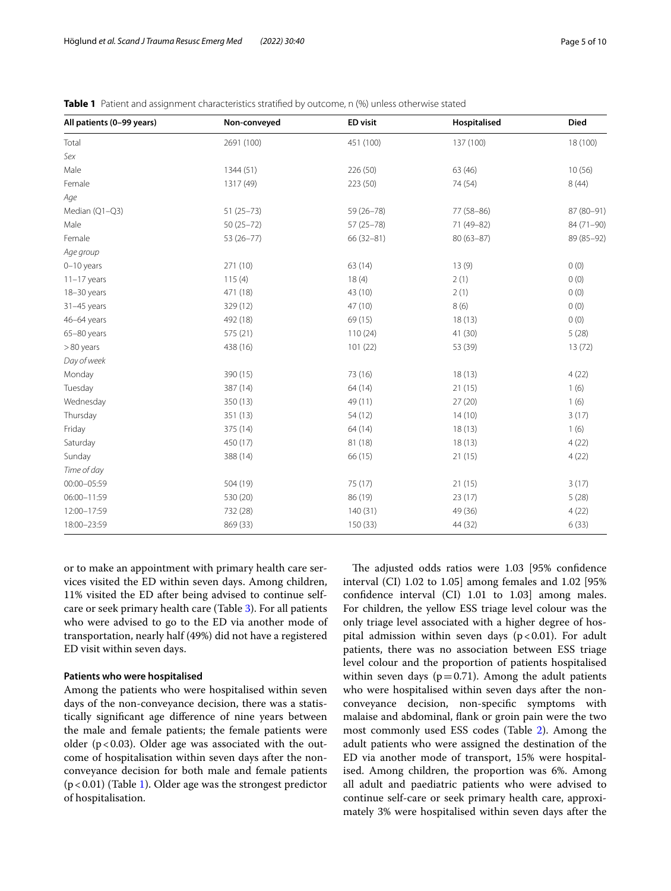**Table 1** Patient and assignment characteristics stratified by outcome, n (%) unless otherwise stated

| All patients (0–99 years) | Non-conveyed | ED visit | Hospitalised | Died |
|---|---|---|---|---|
| Total | 2691 (100) | 451 (100) | 137 (100) | 18 (100) |
| *Sex* | | | | |
| Male | 1344 (51) | 226 (50) | 63 (46) | 10 (56) |
| Female | 1317 (49) | 223 (50) | 74 (54) | 8 (44) |
| *Age* | | | | |
| Median (Q1–Q3) | 51 (25–73) | 59 (26–78) | 77 (58–86) | 87 (80–91) |
| Male | 50 (25–72) | 57 (25–78) | 71 (49–82) | 84 (71–90) |
| Female | 53 (26–77) | 66 (32–81) | 80 (63–87) | 89 (85–92) |
| *Age group* | | | | |
| 0–10 years | 271 (10) | 63 (14) | 13 (9) | 0 (0) |
| 11–17 years | 115 (4) | 18 (4) | 2 (1) | 0 (0) |
| 18–30 years | 471 (18) | 43 (10) | 2 (1) | 0 (0) |
| 31–45 years | 329 (12) | 47 (10) | 8 (6) | 0 (0) |
| 46–64 years | 492 (18) | 69 (15) | 18 (13) | 0 (0) |
| 65–80 years | 575 (21) | 110 (24) | 41 (30) | 5 (28) |
| > 80 years | 438 (16) | 101 (22) | 53 (39) | 13 (72) |
| *Day of week* | | | | |
| Monday | 390 (15) | 73 (16) | 18 (13) | 4 (22) |
| Tuesday | 387 (14) | 64 (14) | 21 (15) | 1 (6) |
| Wednesday | 350 (13) | 49 (11) | 27 (20) | 1 (6) |
| Thursday | 351 (13) | 54 (12) | 14 (10) | 3 (17) |
| Friday | 375 (14) | 64 (14) | 18 (13) | 1 (6) |
| Saturday | 450 (17) | 81 (18) | 18 (13) | 4 (22) |
| Sunday | 388 (14) | 66 (15) | 21 (15) | 4 (22) |
| *Time of day* | | | | |
| 00:00–05:59 | 504 (19) | 75 (17) | 21 (15) | 3 (17) |
| 06:00–11:59 | 530 (20) | 86 (19) | 23 (17) | 5 (28) |
| 12:00–17:59 | 732 (28) | 140 (31) | 49 (36) | 4 (22) |
| 18:00–23:59 | 869 (33) | 150 (33) | 44 (32) | 6 (33) |

or to make an appointment with primary health care services visited the ED within seven days. Among children, 11% visited the ED after being advised to continue self-care or seek primary health care (Table 3). For all patients who were advised to go to the ED via another mode of transportation, nearly half (49%) did not have a registered ED visit within seven days.

#### Patients who were hospitalised

Among the patients who were hospitalised within seven days of the non-conveyance decision, there was a statistically significant age difference of nine years between the male and female patients; the female patients were older ($p < 0.03$). Older age was associated with the outcome of hospitalisation within seven days after the non-conveyance decision for both male and female patients ($p < 0.01$) (Table 1). Older age was the strongest predictor of hospitalisation.

The adjusted odds ratios were 1.03 [95% confidence interval (CI) 1.02 to 1.05] among females and 1.02 [95% confidence interval (CI) 1.01 to 1.03] among males. For children, the yellow ESS triage level colour was the only triage level associated with a higher degree of hospital admission within seven days ($p < 0.01$). For adult patients, there was no association between ESS triage level colour and the proportion of patients hospitalised within seven days ($p = 0.71$). Among the adult patients who were hospitalised within seven days after the non-conveyance decision, non-specific symptoms with malaise and abdominal, flank or groin pain were the two most commonly used ESS codes (Table 2). Among the adult patients who were assigned the destination of the ED via another mode of transport, 15% were hospitalised. Among children, the proportion was 6%. Among all adult and paediatric patients who were advised to continue self-care or seek primary health care, approximately 3% were hospitalised within seven days after the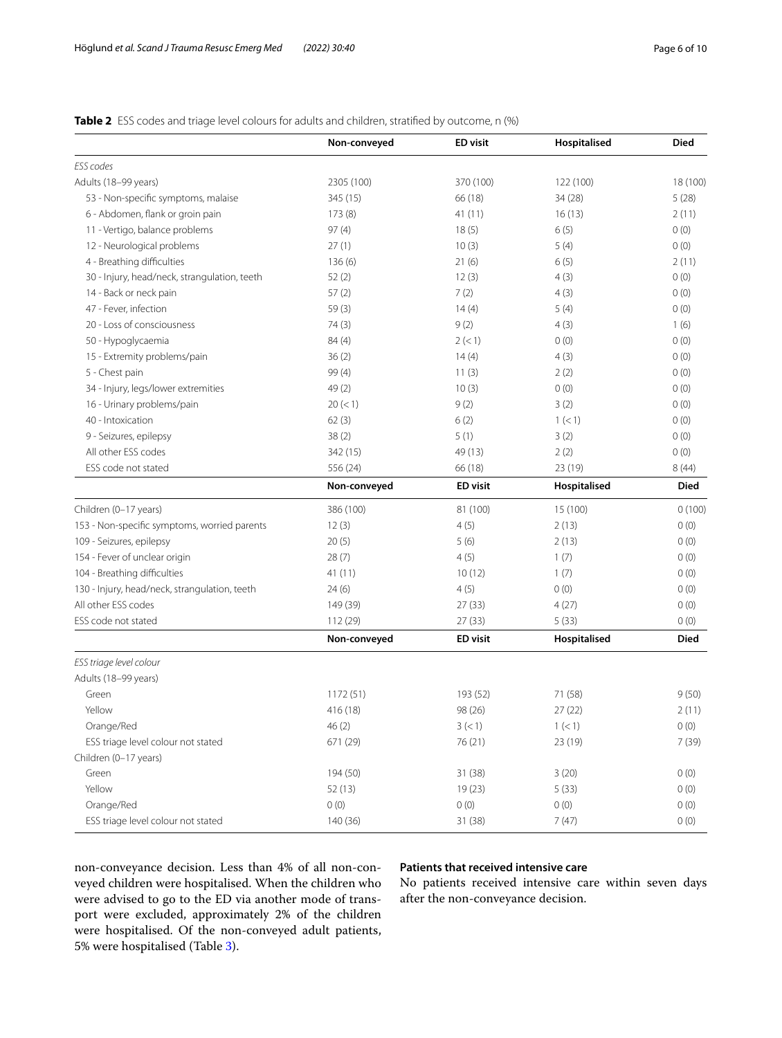**Table 2** ESS codes and triage level colours for adults and children, stratified by outcome, n (%)

| | Non-conveyed | ED visit | Hospitalised | Died |
|---|---|---|---|---|
| *ESS codes* | | | | |
| Adults (18–99 years) | 2305 (100) | 370 (100) | 122 (100) | 18 (100) |
| 53 - Non-specific symptoms, malaise | 345 (15) | 66 (18) | 34 (28) | 5 (28) |
| 6 - Abdomen, flank or groin pain | 173 (8) | 41 (11) | 16 (13) | 2 (11) |
| 11 - Vertigo, balance problems | 97 (4) | 18 (5) | 6 (5) | 0 (0) |
| 12 - Neurological problems | 27 (1) | 10 (3) | 5 (4) | 0 (0) |
| 4 - Breathing difficulties | 136 (6) | 21 (6) | 6 (5) | 2 (11) |
| 30 - Injury, head/neck, strangulation, teeth | 52 (2) | 12 (3) | 4 (3) | 0 (0) |
| 14 - Back or neck pain | 57 (2) | 7 (2) | 4 (3) | 0 (0) |
| 47 - Fever, infection | 59 (3) | 14 (4) | 5 (4) | 0 (0) |
| 20 - Loss of consciousness | 74 (3) | 9 (2) | 4 (3) | 1 (6) |
| 50 - Hypoglycaemia | 84 (4) | 2 (< 1) | 0 (0) | 0 (0) |
| 15 - Extremity problems/pain | 36 (2) | 14 (4) | 4 (3) | 0 (0) |
| 5 - Chest pain | 99 (4) | 11 (3) | 2 (2) | 0 (0) |
| 34 - Injury, legs/lower extremities | 49 (2) | 10 (3) | 0 (0) | 0 (0) |
| 16 - Urinary problems/pain | 20 (< 1) | 9 (2) | 3 (2) | 0 (0) |
| 40 - Intoxication | 62 (3) | 6 (2) | 1 (< 1) | 0 (0) |
| 9 - Seizures, epilepsy | 38 (2) | 5 (1) | 3 (2) | 0 (0) |
| All other ESS codes | 342 (15) | 49 (13) | 2 (2) | 0 (0) |
| ESS code not stated | 556 (24) | 66 (18) | 23 (19) | 8 (44) |
| | **Non-conveyed** | **ED visit** | **Hospitalised** | **Died** |
| Children (0–17 years) | 386 (100) | 81 (100) | 15 (100) | 0 (100) |
| 153 - Non-specific symptoms, worried parents | 12 (3) | 4 (5) | 2 (13) | 0 (0) |
| 109 - Seizures, epilepsy | 20 (5) | 5 (6) | 2 (13) | 0 (0) |
| 154 - Fever of unclear origin | 28 (7) | 4 (5) | 1 (7) | 0 (0) |
| 104 - Breathing difficulties | 41 (11) | 10 (12) | 1 (7) | 0 (0) |
| 130 - Injury, head/neck, strangulation, teeth | 24 (6) | 4 (5) | 0 (0) | 0 (0) |
| All other ESS codes | 149 (39) | 27 (33) | 4 (27) | 0 (0) |
| ESS code not stated | 112 (29) | 27 (33) | 5 (33) | 0 (0) |
| | **Non-conveyed** | **ED visit** | **Hospitalised** | **Died** |
| *ESS triage level colour* | | | | |
| Adults (18–99 years) | | | | |
| Green | 1172 (51) | 193 (52) | 71 (58) | 9 (50) |
| Yellow | 416 (18) | 98 (26) | 27 (22) | 2 (11) |
| Orange/Red | 46 (2) | 3 (< 1) | 1 (< 1) | 0 (0) |
| ESS triage level colour not stated | 671 (29) | 76 (21) | 23 (19) | 7 (39) |
| Children (0–17 years) | | | | |
| Green | 194 (50) | 31 (38) | 3 (20) | 0 (0) |
| Yellow | 52 (13) | 19 (23) | 5 (33) | 0 (0) |
| Orange/Red | 0 (0) | 0 (0) | 0 (0) | 0 (0) |
| ESS triage level colour not stated | 140 (36) | 31 (38) | 7 (47) | 0 (0) |

non-conveyance decision. Less than 4% of all non-conveyed children were hospitalised. When the children who were advised to go to the ED via another mode of transport were excluded, approximately 2% of the children were hospitalised. Of the non-conveyed adult patients, 5% were hospitalised (Table 3).

### Patients that received intensive care

No patients received intensive care within seven days after the non-conveyance decision.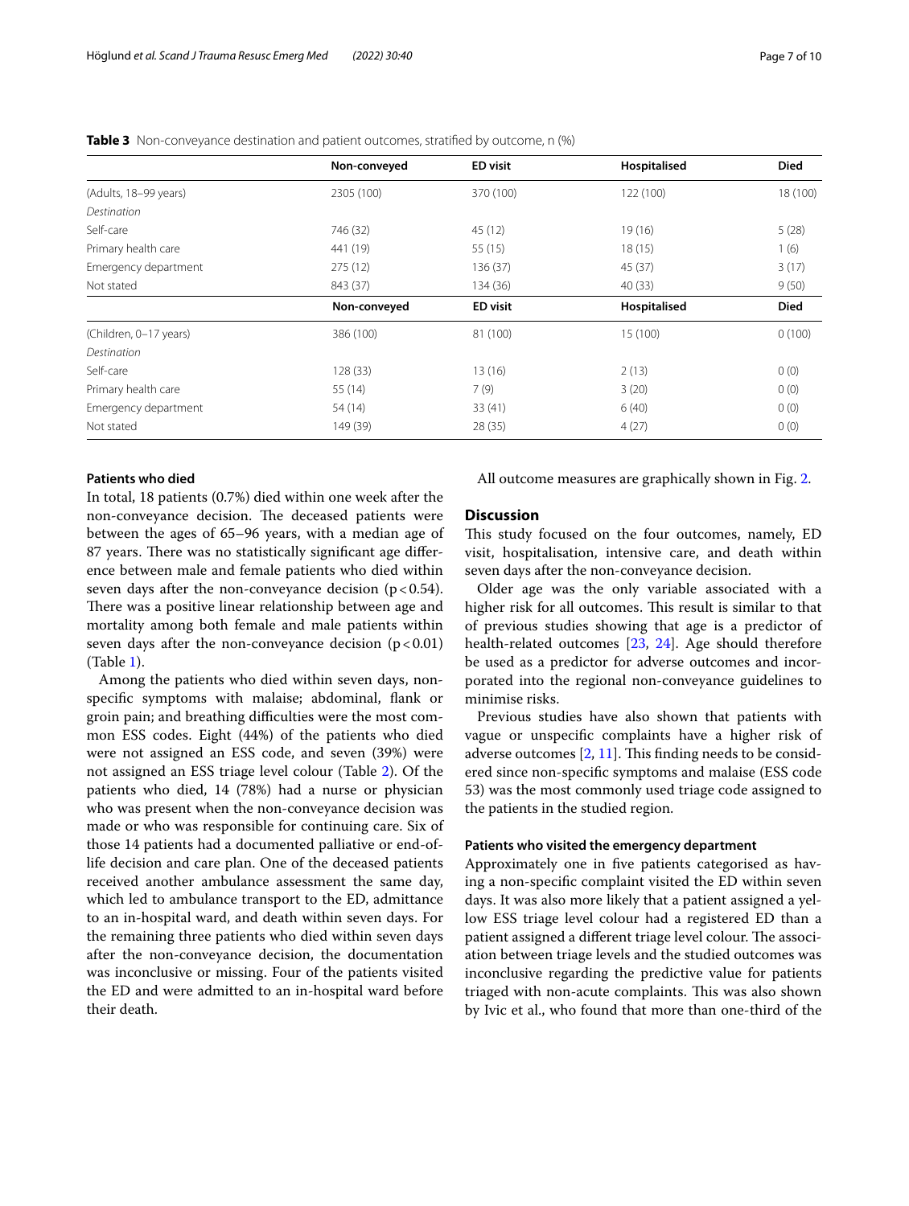**Table 3** Non-conveyance destination and patient outcomes, stratified by outcome, n (%)

| | Non-conveyed | ED visit | Hospitalised | Died |
|---|---|---|---|---|
| (Adults, 18–99 years) | 2305 (100) | 370 (100) | 122 (100) | 18 (100) |
| *Destination* | | | | |
| Self-care | 746 (32) | 45 (12) | 19 (16) | 5 (28) |
| Primary health care | 441 (19) | 55 (15) | 18 (15) | 1 (6) |
| Emergency department | 275 (12) | 136 (37) | 45 (37) | 3 (17) |
| Not stated | 843 (37) | 134 (36) | 40 (33) | 9 (50) |
| | **Non-conveyed** | **ED visit** | **Hospitalised** | **Died** |
| (Children, 0–17 years) | 386 (100) | 81 (100) | 15 (100) | 0 (100) |
| *Destination* | | | | |
| Self-care | 128 (33) | 13 (16) | 2 (13) | 0 (0) |
| Primary health care | 55 (14) | 7 (9) | 3 (20) | 0 (0) |
| Emergency department | 54 (14) | 33 (41) | 6 (40) | 0 (0) |
| Not stated | 149 (39) | 28 (35) | 4 (27) | 0 (0) |

#### Patients who died

In total, 18 patients (0.7%) died within one week after the non-conveyance decision. The deceased patients were between the ages of 65–96 years, with a median age of 87 years. There was no statistically significant age difference between male and female patients who died within seven days after the non-conveyance decision ($p < 0.54$). There was a positive linear relationship between age and mortality among both female and male patients within seven days after the non-conveyance decision ($p < 0.01$) (Table 1).

Among the patients who died within seven days, non-specific symptoms with malaise; abdominal, flank or groin pain; and breathing difficulties were the most common ESS codes. Eight (44%) of the patients who died were not assigned an ESS code, and seven (39%) were not assigned an ESS triage level colour (Table 2). Of the patients who died, 14 (78%) had a nurse or physician who was present when the non-conveyance decision was made or who was responsible for continuing care. Six of those 14 patients had a documented palliative or end-of-life decision and care plan. One of the deceased patients received another ambulance assessment the same day, which led to ambulance transport to the ED, admittance to an in-hospital ward, and death within seven days. For the remaining three patients who died within seven days after the non-conveyance decision, the documentation was inconclusive or missing. Four of the patients visited the ED and were admitted to an in-hospital ward before their death.

All outcome measures are graphically shown in Fig. 2.

## Discussion

This study focused on the four outcomes, namely, ED visit, hospitalisation, intensive care, and death within seven days after the non-conveyance decision.

Older age was the only variable associated with a higher risk for all outcomes. This result is similar to that of previous studies showing that age is a predictor of health-related outcomes [23, 24]. Age should therefore be used as a predictor for adverse outcomes and incorporated into the regional non-conveyance guidelines to minimise risks.

Previous studies have also shown that patients with vague or unspecific complaints have a higher risk of adverse outcomes [2, 11]. This finding needs to be considered since non-specific symptoms and malaise (ESS code 53) was the most commonly used triage code assigned to the patients in the studied region.

#### Patients who visited the emergency department

Approximately one in five patients categorised as having a non-specific complaint visited the ED within seven days. It was also more likely that a patient assigned a yellow ESS triage level colour had a registered ED than a patient assigned a different triage level colour. The association between triage levels and the studied outcomes was inconclusive regarding the predictive value for patients triaged with non-acute complaints. This was also shown by Ivic et al., who found that more than one-third of the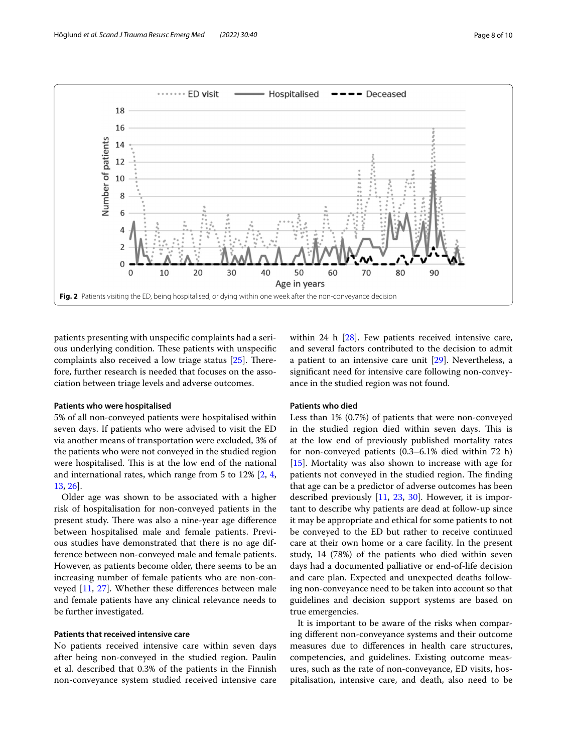ED visit
Hospitalised
Deceased

Number of patients
18
16
14
12
10
8
6
4
2
0

0
10
20
30
40
50
60
70
80
90
Age in years

**Fig. 2** Patients visiting the ED, being hospitalised, or dying within one week after the non-conveyance decision

patients presenting with unspecific complaints had a serious underlying condition. These patients with unspecific complaints also received a low triage status [25]. Therefore, further research is needed that focuses on the association between triage levels and adverse outcomes.

#### Patients who were hospitalised

5% of all non-conveyed patients were hospitalised within seven days. If patients who were advised to visit the ED via another means of transportation were excluded, 3% of the patients who were not conveyed in the studied region were hospitalised. This is at the low end of the national and international rates, which range from 5 to 12% [2, 4, 13, 26].

Older age was shown to be associated with a higher risk of hospitalisation for non-conveyed patients in the present study. There was also a nine-year age difference between hospitalised male and female patients. Previous studies have demonstrated that there is no age difference between non-conveyed male and female patients. However, as patients become older, there seems to be an increasing number of female patients who are non-conveyed [11, 27]. Whether these differences between male and female patients have any clinical relevance needs to be further investigated.

#### Patients that received intensive care

No patients received intensive care within seven days after being non-conveyed in the studied region. Paulin et al. described that 0.3% of the patients in the Finnish non-conveyance system studied received intensive care within 24 h [28]. Few patients received intensive care, and several factors contributed to the decision to admit a patient to an intensive care unit [29]. Nevertheless, a significant need for intensive care following non-conveyance in the studied region was not found.

#### Patients who died

Less than 1% (0.7%) of patients that were non-conveyed in the studied region died within seven days. This is at the low end of previously published mortality rates for non-conveyed patients (0.3–6.1% died within 72 h) [15]. Mortality was also shown to increase with age for patients not conveyed in the studied region. The finding that age can be a predictor of adverse outcomes has been described previously [11, 23, 30]. However, it is important to describe why patients are dead at follow-up since it may be appropriate and ethical for some patients to not be conveyed to the ED but rather to receive continued care at their own home or a care facility. In the present study, 14 (78%) of the patients who died within seven days had a documented palliative or end-of-life decision and care plan. Expected and unexpected deaths following non-conveyance need to be taken into account so that guidelines and decision support systems are based on true emergencies.

It is important to be aware of the risks when comparing different non-conveyance systems and their outcome measures due to differences in health care structures, competencies, and guidelines. Existing outcome measures, such as the rate of non-conveyance, ED visits, hospitalisation, intensive care, and death, also need to be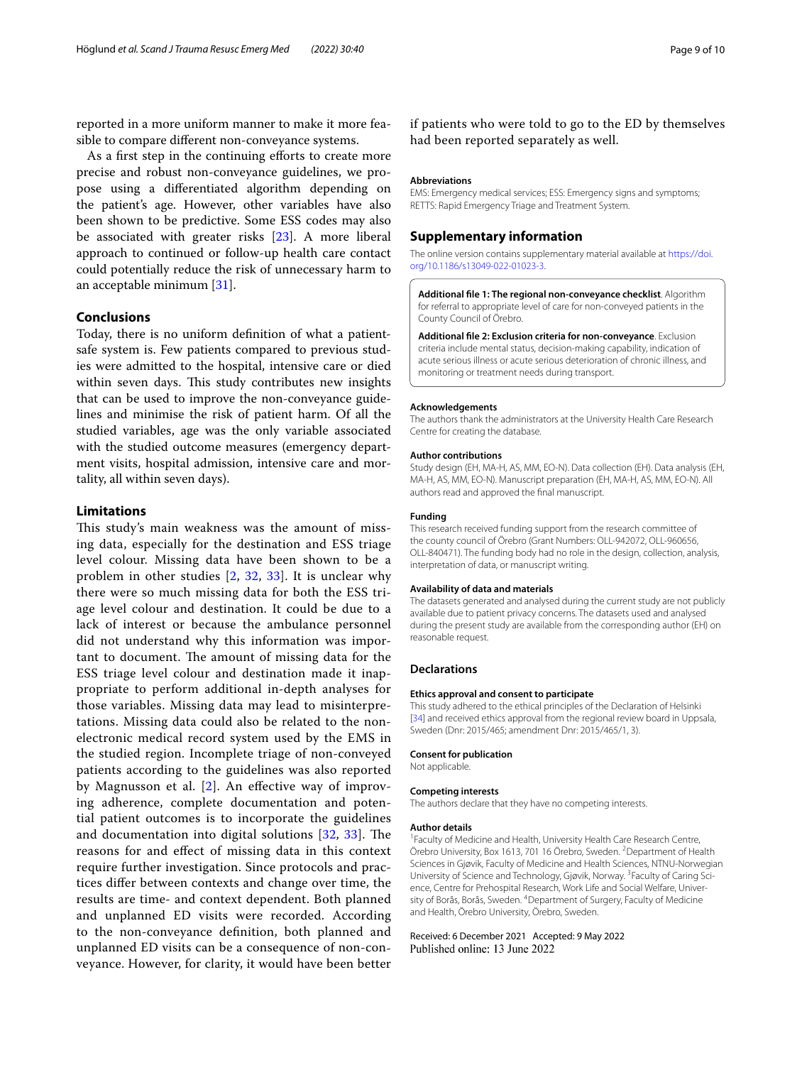reported in a more uniform manner to make it more feasible to compare different non-conveyance systems.

As a first step in the continuing efforts to create more precise and robust non-conveyance guidelines, we propose using a differentiated algorithm depending on the patient's age. However, other variables have also been shown to be predictive. Some ESS codes may also be associated with greater risks [23]. A more liberal approach to continued or follow-up health care contact could potentially reduce the risk of unnecessary harm to an acceptable minimum [31].

## Conclusions

Today, there is no uniform definition of what a patient-safe system is. Few patients compared to previous studies were admitted to the hospital, intensive care or died within seven days. This study contributes new insights that can be used to improve the non-conveyance guidelines and minimise the risk of patient harm. Of all the studied variables, age was the only variable associated with the studied outcome measures (emergency department visits, hospital admission, intensive care and mortality, all within seven days).

## Limitations

This study's main weakness was the amount of missing data, especially for the destination and ESS triage level colour. Missing data have been shown to be a problem in other studies [2, 32, 33]. It is unclear why there were so much missing data for both the ESS triage level colour and destination. It could be due to a lack of interest or because the ambulance personnel did not understand why this information was important to document. The amount of missing data for the ESS triage level colour and destination made it inappropriate to perform additional in-depth analyses for those variables. Missing data may lead to misinterpretations. Missing data could also be related to the non-electronic medical record system used by the EMS in the studied region. Incomplete triage of non-conveyed patients according to the guidelines was also reported by Magnusson et al. [2]. An effective way of improving adherence, complete documentation and potential patient outcomes is to incorporate the guidelines and documentation into digital solutions [32, 33]. The reasons for and effect of missing data in this context require further investigation. Since protocols and practices differ between contexts and change over time, the results are time- and context dependent. Both planned and unplanned ED visits were recorded. According to the non-conveyance definition, both planned and unplanned ED visits can be a consequence of non-conveyance. However, for clarity, it would have been better if patients who were told to go to the ED by themselves had been reported separately as well.

### Abbreviations

EMS: Emergency medical services; ESS: Emergency signs and symptoms; RETTS: Rapid Emergency Triage and Treatment System.

## Supplementary information

The online version contains supplementary material available at https://doi.org/10.1186/s13049-022-01023-3.

**Additional file 1: The regional non-conveyance checklist**. Algorithm for referral to appropriate level of care for non-conveyed patients in the County Council of Örebro.

**Additional file 2: Exclusion criteria for non-conveyance**. Exclusion criteria include mental status, decision-making capability, indication of acute serious illness or acute serious deterioration of chronic illness, and monitoring or treatment needs during transport.

### Acknowledgements

The authors thank the administrators at the University Health Care Research Centre for creating the database.

### Author contributions

Study design (EH, MA-H, AS, MM, EO-N). Data collection (EH). Data analysis (EH, MA-H, AS, MM, EO-N). Manuscript preparation (EH, MA-H, AS, MM, EO-N). All authors read and approved the final manuscript.

### Funding

This research received funding support from the research committee of the county council of Örebro (Grant Numbers: OLL-942072, OLL-960656, OLL-840471). The funding body had no role in the design, collection, analysis, interpretation of data, or manuscript writing.

### Availability of data and materials

The datasets generated and analysed during the current study are not publicly available due to patient privacy concerns. The datasets used and analysed during the present study are available from the corresponding author (EH) on reasonable request.

## Declarations

### Ethics approval and consent to participate

This study adhered to the ethical principles of the Declaration of Helsinki [34] and received ethics approval from the regional review board in Uppsala, Sweden (Dnr: 2015/465; amendment Dnr: 2015/465/1, 3).

### Consent for publication

Not applicable.

### Competing interests

The authors declare that they have no competing interests.

### Author details

[1] Faculty of Medicine and Health, University Health Care Research Centre, Örebro University, Box 1613, 701 16 Örebro, Sweden. [2] Department of Health Sciences in Gjøvik, Faculty of Medicine and Health Sciences, NTNU-Norwegian University of Science and Technology, Gjøvik, Norway. [3] Faculty of Caring Science, Centre for Prehospital Research, Work Life and Social Welfare, University of Borås, Borås, Sweden. [4] Department of Surgery, Faculty of Medicine and Health, Örebro University, Örebro, Sweden.

Received: 6 December 2021 Accepted: 9 May 2022
Published online: 13 June 2022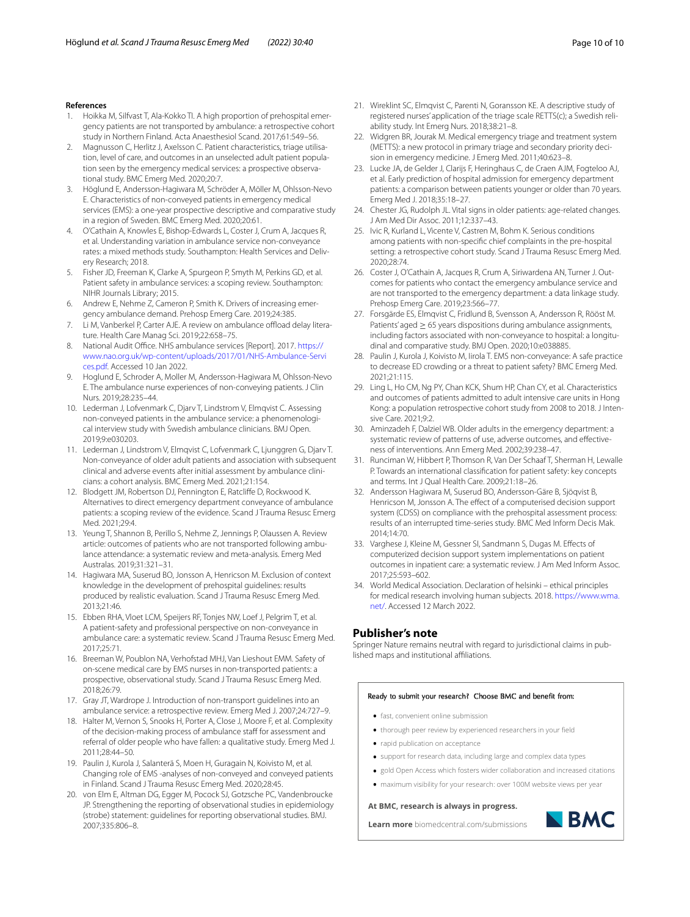## References

1. Hoikka M, Silfvast T, Ala-Kokko TI. A high proportion of prehospital emergency patients are not transported by ambulance: a retrospective cohort study in Northern Finland. Acta Anaesthesiol Scand. 2017;61:549–56.
2. Magnusson C, Herlitz J, Axelsson C. Patient characteristics, triage utilisation, level of care, and outcomes in an unselected adult patient population seen by the emergency medical services: a prospective observational study. BMC Emerg Med. 2020;20:7.
3. Höglund E, Andersson-Hagiwara M, Schröder A, Möller M, Ohlsson-Nevo E. Characteristics of non-conveyed patients in emergency medical services (EMS): a one-year prospective descriptive and comparative study in a region of Sweden. BMC Emerg Med. 2020;20:61.
4. O'Cathain A, Knowles E, Bishop-Edwards L, Coster J, Crum A, Jacques R, et al. Understanding variation in ambulance service non-conveyance rates: a mixed methods study. Southampton: Health Services and Delivery Research; 2018.
5. Fisher JD, Freeman K, Clarke A, Spurgeon P, Smyth M, Perkins GD, et al. Patient safety in ambulance services: a scoping review. Southampton: NIHR Journals Library; 2015.
6. Andrew E, Nehme Z, Cameron P, Smith K. Drivers of increasing emergency ambulance demand. Prehosp Emerg Care. 2019;24:385.
7. Li M, Vanberkel P, Carter AJE. A review on ambulance offload delay literature. Health Care Manag Sci. 2019;22:658–75.
8. National Audit Office. NHS ambulance services [Report]. 2017. https://www.nao.org.uk/wp-content/uploads/2017/01/NHS-Ambulance-Services.pdf. Accessed 10 Jan 2022.
9. Hoglund E, Schroder A, Moller M, Andersson-Hagiwara M, Ohlsson-Nevo E. The ambulance nurse experiences of non-conveying patients. J Clin Nurs. 2019;28:235–44.
10. Lederman J, Lofvenmark C, Djarv T, Lindstrom V, Elmqvist C. Assessing non-conveyed patients in the ambulance service: a phenomenological interview study with Swedish ambulance clinicians. BMJ Open. 2019;9:e030203.
11. Lederman J, Lindstrom V, Elmqvist C, Lofvenmark C, Ljunggren G, Djarv T. Non-conveyance of older adult patients and association with subsequent clinical and adverse events after initial assessment by ambulance clinicians: a cohort analysis. BMC Emerg Med. 2021;21:154.
12. Blodgett JM, Robertson DJ, Pennington E, Ratcliffe D, Rockwood K. Alternatives to direct emergency department conveyance of ambulance patients: a scoping review of the evidence. Scand J Trauma Resusc Emerg Med. 2021;29:4.
13. Yeung T, Shannon B, Perillo S, Nehme Z, Jennings P, Olaussen A. Review article: outcomes of patients who are not transported following ambulance attendance: a systematic review and meta-analysis. Emerg Med Australas. 2019;31:321–31.
14. Hagiwara MA, Suserud BO, Jonsson A, Henricson M. Exclusion of context knowledge in the development of prehospital guidelines: results produced by realistic evaluation. Scand J Trauma Resusc Emerg Med. 2013;21:46.
15. Ebben RHA, Vloet LCM, Speijers RF, Tonjes NW, Loef J, Pelgrim T, et al. A patient-safety and professional perspective on non-conveyance in ambulance care: a systematic review. Scand J Trauma Resusc Emerg Med. 2017;25:71.
16. Breeman W, Poublon NA, Verhofstad MHJ, Van Lieshout EMM. Safety of on-scene medical care by EMS nurses in non-transported patients: a prospective, observational study. Scand J Trauma Resusc Emerg Med. 2018;26:79.
17. Gray JT, Wardrope J. Introduction of non-transport guidelines into an ambulance service: a retrospective review. Emerg Med J. 2007;24:727–9.
18. Halter M, Vernon S, Snooks H, Porter A, Close J, Moore F, et al. Complexity of the decision-making process of ambulance staff for assessment and referral of older people who have fallen: a qualitative study. Emerg Med J. 2011;28:44–50.
19. Paulin J, Kurola J, Salanterä S, Moen H, Guragain N, Koivisto M, et al. Changing role of EMS -analyses of non-conveyed and conveyed patients in Finland. Scand J Trauma Resusc Emerg Med. 2020;28:45.
20. von Elm E, Altman DG, Egger M, Pocock SJ, Gotzsche PC, Vandenbroucke JP. Strengthening the reporting of observational studies in epidemiology (strobe) statement: guidelines for reporting observational studies. BMJ. 2007;335:806–8.
21. Wireklint SC, Elmqvist C, Parenti N, Goransson KE. A descriptive study of registered nurses' application of the triage scale RETTS(c); a Swedish reliability study. Int Emerg Nurs. 2018;38:21–8.
22. Widgren BR, Jourak M. Medical emergency triage and treatment system (METTS): a new protocol in primary triage and secondary priority decision in emergency medicine. J Emerg Med. 2011;40:623–8.
23. Lucke JA, de Gelder J, Clarijs F, Heringhaus C, de Craen AJM, Fogteloo AJ, et al. Early prediction of hospital admission for emergency department patients: a comparison between patients younger or older than 70 years. Emerg Med J. 2018;35:18–27.
24. Chester JG, Rudolph JL. Vital signs in older patients: age-related changes. J Am Med Dir Assoc. 2011;12:337–43.
25. Ivic R, Kurland L, Vicente V, Castren M, Bohm K. Serious conditions among patients with non-specific chief complaints in the pre-hospital setting: a retrospective cohort study. Scand J Trauma Resusc Emerg Med. 2020;28:74.
26. Coster J, O'Cathain A, Jacques R, Crum A, Siriwardena AN, Turner J. Outcomes for patients who contact the emergency ambulance service and are not transported to the emergency department: a data linkage study. Prehosp Emerg Care. 2019;23:566–77.
27. Forsgärde ES, Elmqvist C, Fridlund B, Svensson A, Andersson R, Rööst M. Patients' aged ≥ 65 years dispositions during ambulance assignments, including factors associated with non-conveyance to hospital: a longitudinal and comparative study. BMJ Open. 2020;10:e038885.
28. Paulin J, Kurola J, Koivisto M, Iirola T. EMS non-conveyance: A safe practice to decrease ED crowding or a threat to patient safety? BMC Emerg Med. 2021;21:115.
29. Ling L, Ho CM, Ng PY, Chan KCK, Shum HP, Chan CY, et al. Characteristics and outcomes of patients admitted to adult intensive care units in Hong Kong: a population retrospective cohort study from 2008 to 2018. J Intensive Care. 2021;9:2.
30. Aminzadeh F, Dalziel WB. Older adults in the emergency department: a systematic review of patterns of use, adverse outcomes, and effectiveness of interventions. Ann Emerg Med. 2002;39:238–47.
31. Runciman W, Hibbert P, Thomson R, Van Der Schaaf T, Sherman H, Lewalle P. Towards an international classification for patient safety: key concepts and terms. Int J Qual Health Care. 2009;21:18–26.
32. Andersson Hagiwara M, Suserud BO, Andersson-Gäre B, Sjöqvist B, Henricson M, Jonsson A. The effect of a computerised decision support system (CDSS) on compliance with the prehospital assessment process: results of an interrupted time-series study. BMC Med Inform Decis Mak. 2014;14:70.
33. Varghese J, Kleine M, Gessner SI, Sandmann S, Dugas M. Effects of computerized decision support system implementations on patient outcomes in inpatient care: a systematic review. J Am Med Inform Assoc. 2017;25:593–602.
34. World Medical Association. Declaration of helsinki – ethical principles for medical research involving human subjects. 2018. https://www.wma.net/. Accessed 12 March 2022.

## Publisher's note

Springer Nature remains neutral with regard to jurisdictional claims in published maps and institutional affiliations.

Ready to submit your research? Choose BMC and benefit from:

- fast, convenient online submission
- thorough peer review by experienced researchers in your field
- rapid publication on acceptance
- support for research data, including large and complex data types
- gold Open Access which fosters wider collaboration and increased citations
- maximum visibility for your research: over 100M website views per year

**At BMC, research is always in progress.**

**Learn more** biomedcentral.com/submissions